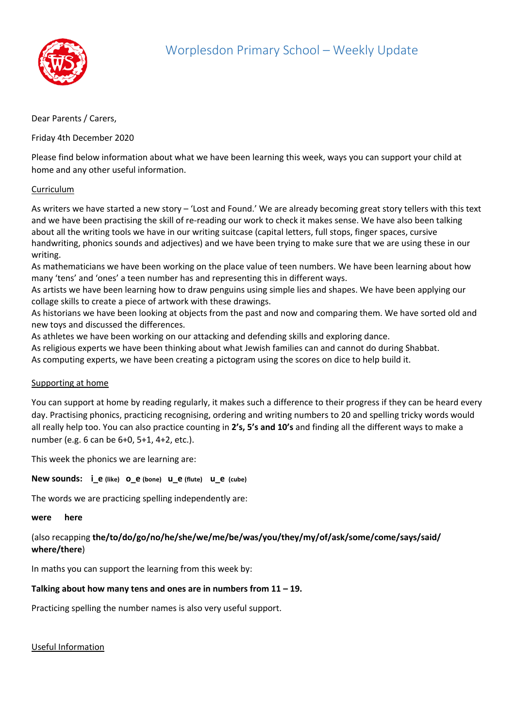# Worplesdon Primary School – Weekly Update

Dear Parents / Carers,

Friday 4th December 2020

Please find below information about what we have been learning this week, ways you can support your child at home and any other useful information.

## Curriculum

As writers we have started a new story – 'Lost and Found.' We are already becoming great story tellers with this text and we have been practising the skill of re-reading our work to check it makes sense. We have also been talking about all the writing tools we have in our writing suitcase (capital letters, full stops, finger spaces, cursive handwriting, phonics sounds and adjectives) and we have been trying to make sure that we are using these in our writing.

As mathematicians we have been working on the place value of teen numbers. We have been learning about how many 'tens' and 'ones' a teen number has and representing this in different ways.

As artists we have been learning how to draw penguins using simple lies and shapes. We have been applying our collage skills to create a piece of artwork with these drawings.

As historians we have been looking at objects from the past and now and comparing them. We have sorted old and new toys and discussed the differences.

As athletes we have been working on our attacking and defending skills and exploring dance.

As religious experts we have been thinking about what Jewish families can and cannot do during Shabbat.

As computing experts, we have been creating a pictogram using the scores on dice to help build it.

## Supporting at home

You can support at home by reading regularly, it makes such a difference to their progress if they can be heard every day. Practising phonics, practicing recognising, ordering and writing numbers to 20 and spelling tricky words would all really help too. You can also practice counting in **2's, 5's and 10's** and finding all the different ways to make a number (e.g. 6 can be 6+0, 5+1, 4+2, etc.).

This week the phonics we are learning are:

**New sounds:** **i_e** **(like)** **o_e** **(bone)** **u_e** **(flute)** **u_e** **(cube)**

The words we are practicing spelling independently are:

**were** **here**

(also recapping **the/to/do/go/no/he/she/we/me/be/was/you/they/my/of/ask/some/come/says/said/where/there**)

In maths you can support the learning from this week by:

**Talking about how many tens and ones are in numbers from 11 – 19.**

Practicing spelling the number names is also very useful support.

## Useful Information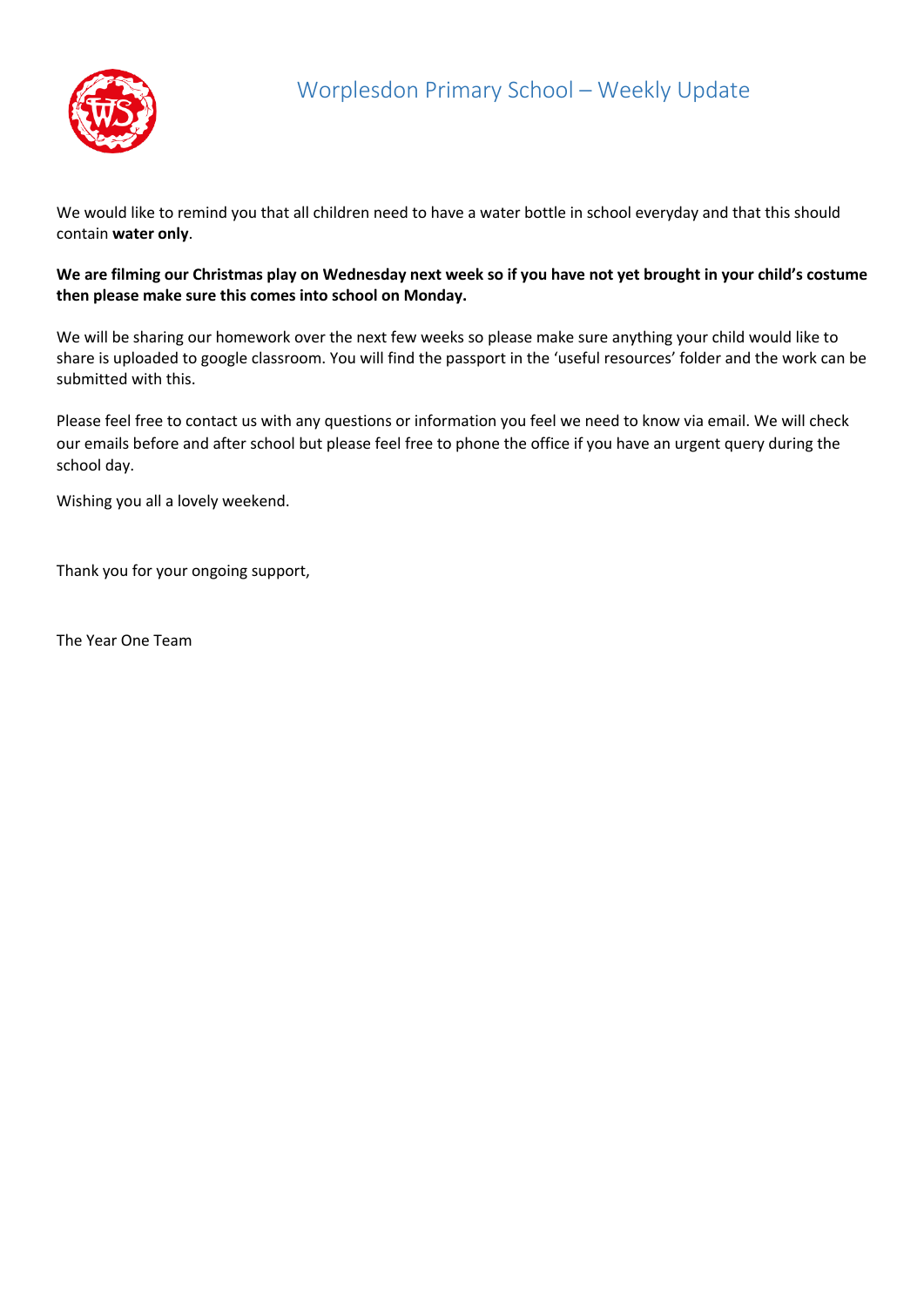# Worplesdon Primary School – Weekly Update

We would like to remind you that all children need to have a water bottle in school everyday and that this should contain **water only**.

**We are filming our Christmas play on Wednesday next week so if you have not yet brought in your child's costume then please make sure this comes into school on Monday.**

We will be sharing our homework over the next few weeks so please make sure anything your child would like to share is uploaded to google classroom. You will find the passport in the 'useful resources' folder and the work can be submitted with this.

Please feel free to contact us with any questions or information you feel we need to know via email. We will check our emails before and after school but please feel free to phone the office if you have an urgent query during the school day.

Wishing you all a lovely weekend.

Thank you for your ongoing support,

The Year One Team